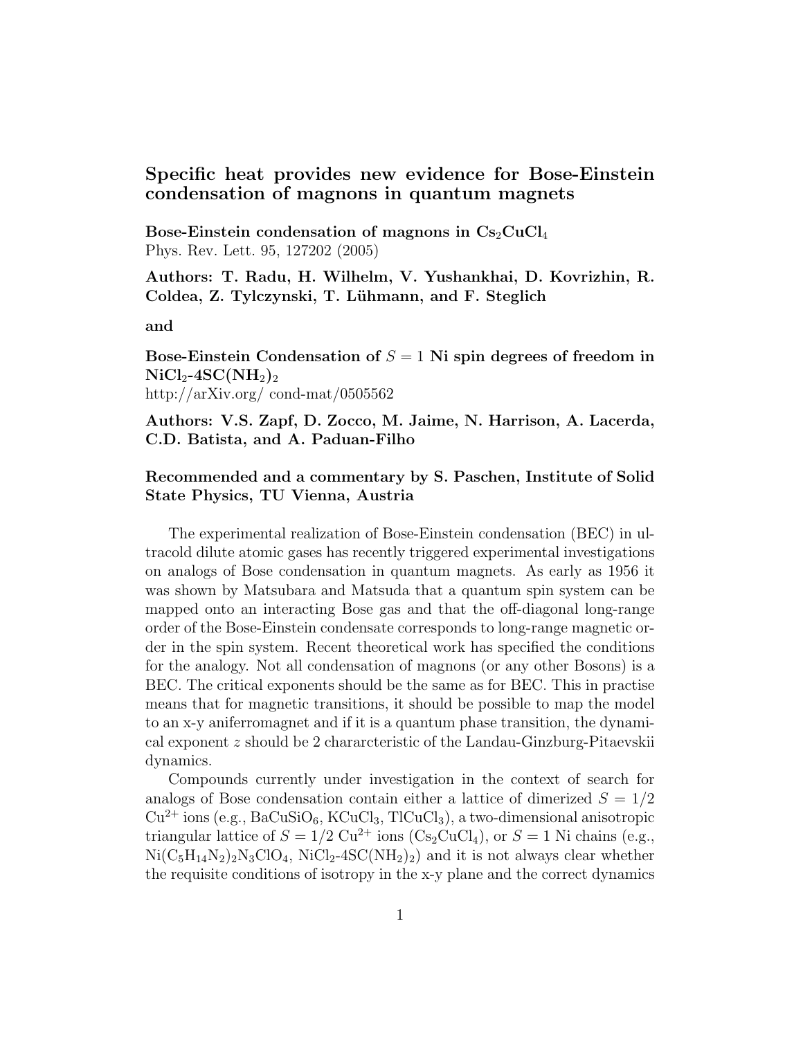# Specific heat provides new evidence for Bose-Einstein condensation of magnons in quantum magnets

**Bose-Einstein condensation of magnons in $Cs_2CuCl_4$**
Phys. Rev. Lett. 95, 127202 (2005)

**Authors: T. Radu, H. Wilhelm, V. Yushankhai, D. Kovrizhin, R. Coldea, Z. Tylczynski, T. Lühmann, and F. Steglich**

**and**

**Bose-Einstein Condensation of $S = 1$ Ni spin degrees of freedom in $NiCl_2$-$4SC(NH_2)_2$**
http://arXiv.org/ cond-mat/0505562

**Authors: V.S. Zapf, D. Zocco, M. Jaime, N. Harrison, A. Lacerda, C.D. Batista, and A. Paduan-Filho**

**Recommended and a commentary by S. Paschen, Institute of Solid State Physics, TU Vienna, Austria**

The experimental realization of Bose-Einstein condensation (BEC) in ultracold dilute atomic gases has recently triggered experimental investigations on analogs of Bose condensation in quantum magnets. As early as 1956 it was shown by Matsubara and Matsuda that a quantum spin system can be mapped onto an interacting Bose gas and that the off-diagonal long-range order of the Bose-Einstein condensate corresponds to long-range magnetic order in the spin system. Recent theoretical work has specified the conditions for the analogy. Not all condensation of magnons (or any other Bosons) is a BEC. The critical exponents should be the same as for BEC. This in practise means that for magnetic transitions, it should be possible to map the model to an x-y aniferromagnet and if it is a quantum phase transition, the dynamical exponent $z$ should be 2 chararcteristic of the Landau-Ginzburg-Pitaevskii dynamics.

Compounds currently under investigation in the context of search for analogs of Bose condensation contain either a lattice of dimerized $S = 1/2$ $Cu^{2+}$ ions (e.g., $BaCuSiO_6$, $KCuCl_3$, $TlCuCl_3$), a two-dimensional anisotropic triangular lattice of $S = 1/2$ $Cu^{2+}$ ions ($Cs_2CuCl_4$), or $S = 1$ Ni chains (e.g., $Ni(C_5H_{14}N_2)_2N_3ClO_4$, $NiCl_2$-$4SC(NH_2)_2$) and it is not always clear whether the requisite conditions of isotropy in the x-y plane and the correct dynamics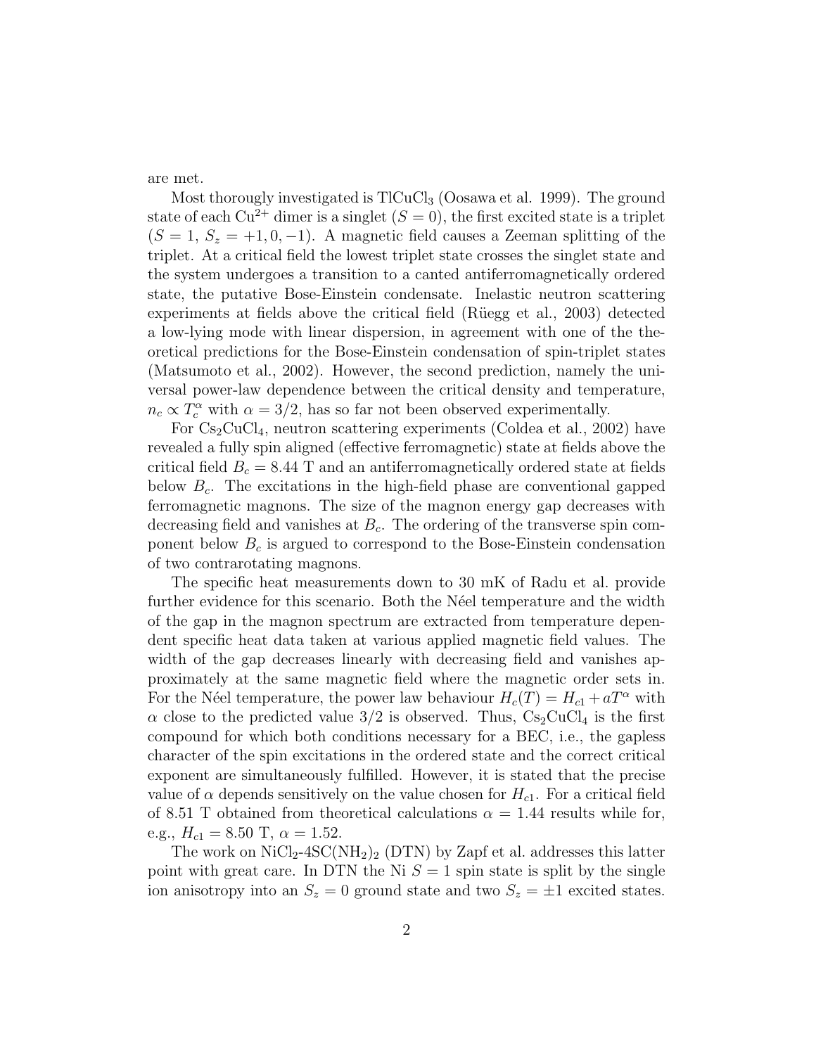are met.

Most thorougly investigated is $TlCuCl_3$ (Oosawa et al. 1999). The ground state of each $Cu^{2+}$ dimer is a singlet ($S = 0$), the first excited state is a triplet ($S = 1$, $S_z = +1, 0, -1$). A magnetic field causes a Zeeman splitting of the triplet. At a critical field the lowest triplet state crosses the singlet state and the system undergoes a transition to a canted antiferromagnetically ordered state, the putative Bose-Einstein condensate. Inelastic neutron scattering experiments at fields above the critical field (Rüegg et al., 2003) detected a low-lying mode with linear dispersion, in agreement with one of the theoretical predictions for the Bose-Einstein condensation of spin-triplet states (Matsumoto et al., 2002). However, the second prediction, namely the universal power-law dependence between the critical density and temperature, $n_c \propto T_c^{\alpha}$ with $\alpha = 3/2$, has so far not been observed experimentally.

For $Cs_2CuCl_4$, neutron scattering experiments (Coldea et al., 2002) have revealed a fully spin aligned (effective ferromagnetic) state at fields above the critical field $B_c = 8.44$ T and an antiferromagnetically ordered state at fields below $B_c$. The excitations in the high-field phase are conventional gapped ferromagnetic magnons. The size of the magnon energy gap decreases with decreasing field and vanishes at $B_c$. The ordering of the transverse spin component below $B_c$ is argued to correspond to the Bose-Einstein condensation of two contrarotating magnons.

The specific heat measurements down to 30 mK of Radu et al. provide further evidence for this scenario. Both the Néel temperature and the width of the gap in the magnon spectrum are extracted from temperature dependent specific heat data taken at various applied magnetic field values. The width of the gap decreases linearly with decreasing field and vanishes approximately at the same magnetic field where the magnetic order sets in. For the Néel temperature, the power law behaviour $H_c(T) = H_{c1} + aT^{\alpha}$ with $\alpha$ close to the predicted value 3/2 is observed. Thus, $Cs_2CuCl_4$ is the first compound for which both conditions necessary for a BEC, i.e., the gapless character of the spin excitations in the ordered state and the correct critical exponent are simultaneously fulfilled. However, it is stated that the precise value of $\alpha$ depends sensitively on the value chosen for $H_{c1}$. For a critical field of 8.51 T obtained from theoretical calculations $\alpha = 1.44$ results while for, e.g., $H_{c1} = 8.50$ T, $\alpha = 1.52$.

The work on $NiCl_2$-$4SC(NH_2)_2$ (DTN) by Zapf et al. addresses this latter point with great care. In DTN the Ni $S = 1$ spin state is split by the single ion anisotropy into an $S_z = 0$ ground state and two $S_z = \pm 1$ excited states.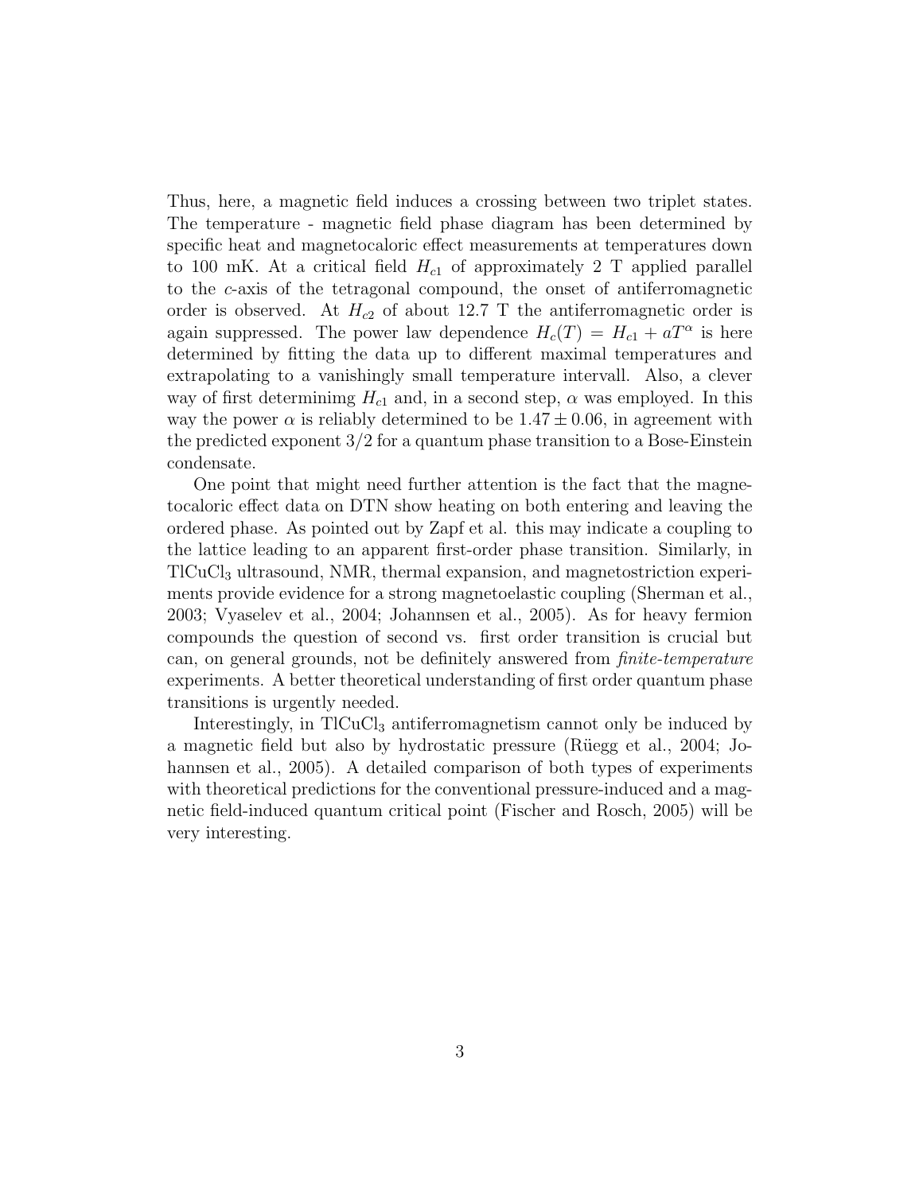Thus, here, a magnetic field induces a crossing between two triplet states. The temperature - magnetic field phase diagram has been determined by specific heat and magnetocaloric effect measurements at temperatures down to 100 mK. At a critical field $H_{c1}$ of approximately 2 T applied parallel to the $c$-axis of the tetragonal compound, the onset of antiferromagnetic order is observed. At $H_{c2}$ of about 12.7 T the antiferromagnetic order is again suppressed. The power law dependence $H_c(T) = H_{c1} + aT^{\alpha}$ is here determined by fitting the data up to different maximal temperatures and extrapolating to a vanishingly small temperature intervall. Also, a clever way of first determinimg $H_{c1}$ and, in a second step, $\alpha$ was employed. In this way the power $\alpha$ is reliably determined to be $1.47 \pm 0.06$, in agreement with the predicted exponent $3/2$ for a quantum phase transition to a Bose-Einstein condensate.

One point that might need further attention is the fact that the magnetocaloric effect data on DTN show heating on both entering and leaving the ordered phase. As pointed out by Zapf et al. this may indicate a coupling to the lattice leading to an apparent first-order phase transition. Similarly, in $TlCuCl_3$ ultrasound, NMR, thermal expansion, and magnetostriction experiments provide evidence for a strong magnetoelastic coupling (Sherman et al., 2003; Vyaselev et al., 2004; Johannsen et al., 2005). As for heavy fermion compounds the question of second vs. first order transition is crucial but can, on general grounds, not be definitely answered from *finite-temperature* experiments. A better theoretical understanding of first order quantum phase transitions is urgently needed.

Interestingly, in $TlCuCl_3$ antiferromagnetism cannot only be induced by a magnetic field but also by hydrostatic pressure (Rüegg et al., 2004; Johannsen et al., 2005). A detailed comparison of both types of experiments with theoretical predictions for the conventional pressure-induced and a magnetic field-induced quantum critical point (Fischer and Rosch, 2005) will be very interesting.